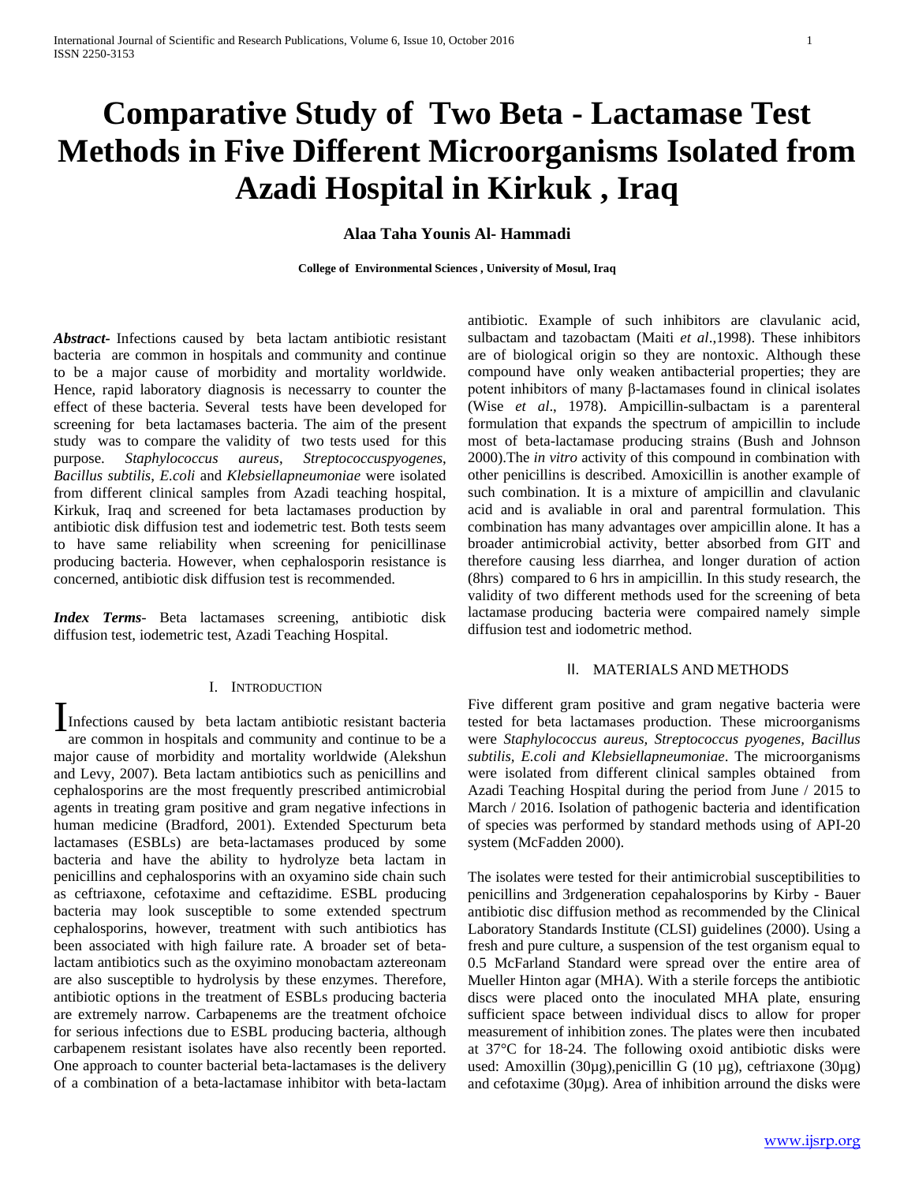# Comparative Study of Two Beta - Lactamase Test Methods in Five Different Microorganisms Isolated from Azadi Hospital in Kirkuk , Iraq

**Alaa Taha Younis Al- Hammadi**

**College of Environmental Sciences , University of Mosul, Iraq**

***Abstract***- Infections caused by beta lactam antibiotic resistant bacteria are common in hospitals and community and continue to be a major cause of morbidity and mortality worldwide. Hence, rapid laboratory diagnosis is necessarry to counter the effect of these bacteria. Several tests have been developed for screening for beta lactamases bacteria. The aim of the present study was to compare the validity of two tests used for this purpose. *Staphylococcus aureus*, *Streptococcuspyogenes*, *Bacillus subtilis*, *E.coli* and *Klebsiellapneumoniae* were isolated from different clinical samples from Azadi teaching hospital, Kirkuk, Iraq and screened for beta lactamases production by antibiotic disk diffusion test and iodemetric test. Both tests seem to have same reliability when screening for penicillinase producing bacteria. However, when cephalosporin resistance is concerned, antibiotic disk diffusion test is recommended.

***Index Terms***- Beta lactamases screening, antibiotic disk diffusion test, iodemetric test, Azadi Teaching Hospital.

## I. Introduction

Infections caused by beta lactam antibiotic resistant bacteria are common in hospitals and community and continue to be a major cause of morbidity and mortality worldwide (Alekshun and Levy, 2007). Beta lactam antibiotics such as penicillins and cephalosporins are the most frequently prescribed antimicrobial agents in treating gram positive and gram negative infections in human medicine (Bradford, 2001). Extended Specturum beta lactamases (ESBLs) are beta-lactamases produced by some bacteria and have the ability to hydrolyze beta lactam in penicillins and cephalosporins with an oxyamino side chain such as ceftriaxone, cefotaxime and ceftazidime. ESBL producing bacteria may look susceptible to some extended spectrum cephalosporins, however, treatment with such antibiotics has been associated with high failure rate. A broader set of beta-lactam antibiotics such as the oxyimino monobactam aztereonam are also susceptible to hydrolysis by these enzymes. Therefore, antibiotic options in the treatment of ESBLs producing bacteria are extremely narrow. Carbapenems are the treatment ofchoice for serious infections due to ESBL producing bacteria, although carbapenem resistant isolates have also recently been reported. One approach to counter bacterial beta-lactamases is the delivery of a combination of a beta-lactamase inhibitor with beta-lactam antibiotic. Example of such inhibitors are clavulanic acid, sulbactam and tazobactam (Maiti *et al*.,1998). These inhibitors are of biological origin so they are nontoxic. Although these compound have only weaken antibacterial properties; they are potent inhibitors of many β-lactamases found in clinical isolates (Wise *et al*., 1978). Ampicillin-sulbactam is a parenteral formulation that expands the spectrum of ampicillin to include most of beta-lactamase producing strains (Bush and Johnson 2000).The *in vitro* activity of this compound in combination with other penicillins is described. Amoxicillin is another example of such combination. It is a mixture of ampicillin and clavulanic acid and is avaliable in oral and parentral formulation. This combination has many advantages over ampicillin alone. It has a broader antimicrobial activity, better absorbed from GIT and therefore causing less diarrhea, and longer duration of action (8hrs) compared to 6 hrs in ampicillin. In this study research, the validity of two different methods used for the screening of beta lactamase producing bacteria were compaired namely simple diffusion test and iodometric method.

## II. Materials and Methods

Five different gram positive and gram negative bacteria were tested for beta lactamases production. These microorganisms were *Staphylococcus aureus, Streptococcus pyogenes, Bacillus subtilis, E.coli and Klebsiellapneumoniae*. The microorganisms were isolated from different clinical samples obtained from Azadi Teaching Hospital during the period from June / 2015 to March / 2016. Isolation of pathogenic bacteria and identification of species was performed by standard methods using of API-20 system (McFadden 2000).

The isolates were tested for their antimicrobial susceptibilities to penicillins and 3rdgeneration cepahalosporins by Kirby - Bauer antibiotic disc diffusion method as recommended by the Clinical Laboratory Standards Institute (CLSI) guidelines (2000). Using a fresh and pure culture, a suspension of the test organism equal to 0.5 McFarland Standard were spread over the entire area of Mueller Hinton agar (MHA). With a sterile forceps the antibiotic discs were placed onto the inoculated MHA plate, ensuring sufficient space between individual discs to allow for proper measurement of inhibition zones. The plates were then incubated at 37°C for 18-24. The following oxoid antibiotic disks were used: Amoxillin (30µg),penicillin G (10 µg), ceftriaxone (30µg) and cefotaxime (30µg). Area of inhibition arround the disks were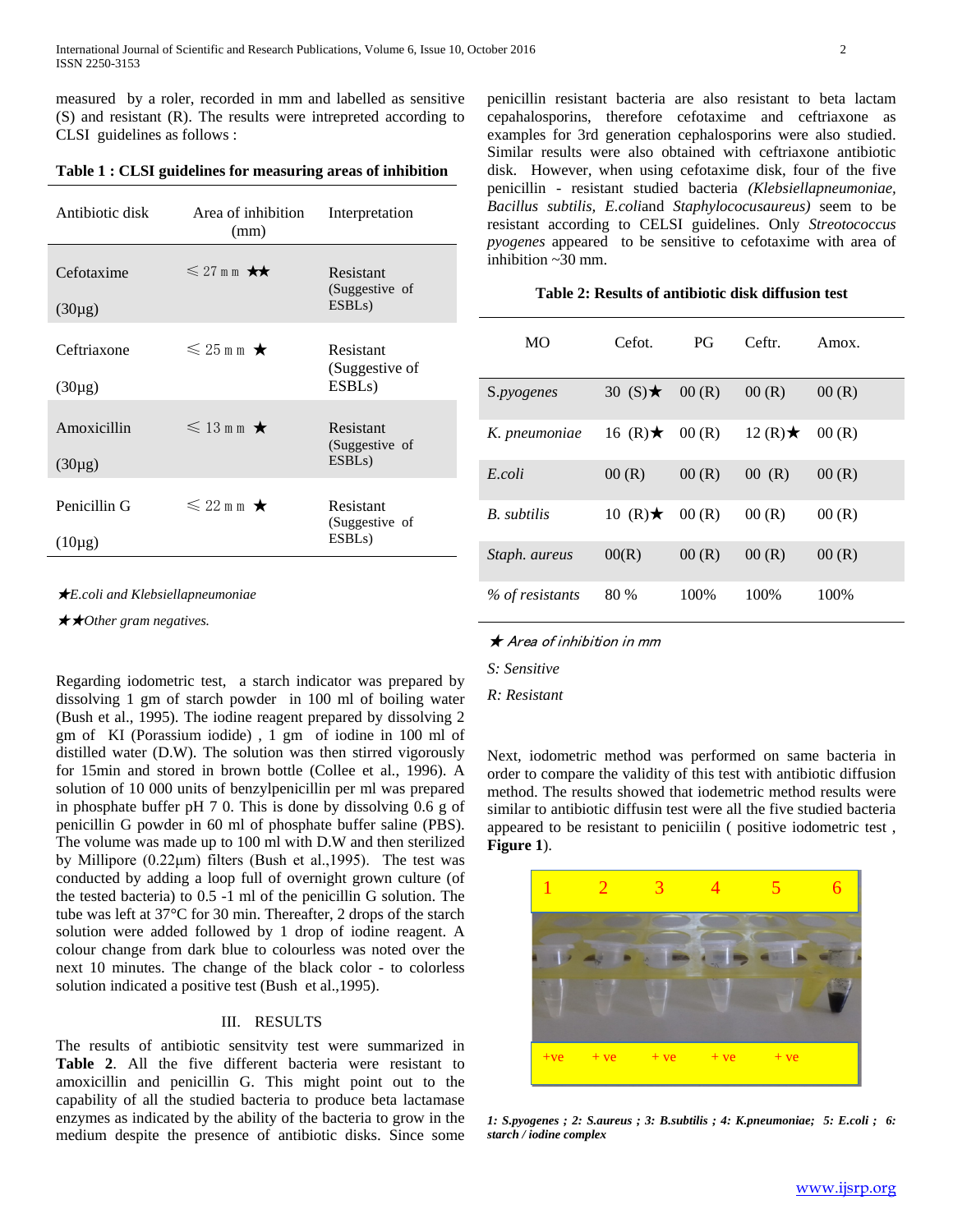measured by a roler, recorded in mm and labelled as sensitive (S) and resistant (R). The results were intrepreted according to CLSI guidelines as follows :

**Table 1 : CLSI guidelines for measuring areas of inhibition**

| Antibiotic disk | Area of inhibition (mm) | Interpretation |
|---|---|---|
| Cefotaxime (30µg) | ⩽ 27 mm ★★ | Resistant (Suggestive of ESBLs) |
| Ceftriaxone (30µg) | ⩽ 25 mm ★ | Resistant (Suggestive of ESBLs) |
| Amoxicillin (30µg) | ⩽ 13 mm ★ | Resistant (Suggestive of ESBLs) |
| Penicillin G (10µg) | ⩽ 22 mm ★ | Resistant (Suggestive of ESBLs) |

★*E.coli and Klebsiellapneumoniae*

★★*Other gram negatives.*

Regarding iodometric test, a starch indicator was prepared by dissolving 1 gm of starch powder in 100 ml of boiling water (Bush et al., 1995). The iodine reagent prepared by dissolving 2 gm of KI (Porassium iodide) , 1 gm of iodine in 100 ml of distilled water (D.W). The solution was then stirred vigorously for 15min and stored in brown bottle (Collee et al*.,* 1996). A solution of 10 000 units of benzylpenicillin per ml was prepared in phosphate buffer pH 7 0. This is done by dissolving 0.6 g of penicillin G powder in 60 ml of phosphate buffer saline (PBS). The volume was made up to 100 ml with D.W and then sterilized by Millipore (0.22µm) filters (Bush et al.,1995). The test was conducted by adding a loop full of overnight grown culture (of the tested bacteria) to 0.5 -1 ml of the penicillin G solution. The tube was left at 37°C for 30 min. Thereafter, 2 drops of the starch solution were added followed by 1 drop of iodine reagent. A colour change from dark blue to colourless was noted over the next 10 minutes. The change of the black color - to colorless solution indicated a positive test (Bush et al.,1995).

## III. RESULTS

The results of antibiotic sensitvity test were summarized in **Table 2**. All the five different bacteria were resistant to amoxicillin and penicillin G. This might point out to the capability of all the studied bacteria to produce beta lactamase enzymes as indicated by the ability of the bacteria to grow in the medium despite the presence of antibiotic disks. Since some penicillin resistant bacteria are also resistant to beta lactam cepahalosporins, therefore cefotaxime and ceftriaxone as examples for 3rd generation cephalosporins were also studied. Similar results were also obtained with ceftriaxone antibiotic disk. However, when using cefotaxime disk, four of the five penicillin - resistant studied bacteria *(Klebsiellapneumoniae, Bacillus subtilis, E.coli*and *Staphylococusaureus)* seem to be resistant according to CELSI guidelines. Only *Streotococcus pyogenes* appeared to be sensitive to cefotaxime with area of inhibition ~30 mm.

**Table 2: Results of antibiotic disk diffusion test**

| MO | Cefot. | PG | Ceftr. | Amox. |
|---|---|---|---|---|
| S.*pyogenes* | 30 (S)★ | 00 (R) | 00 (R) | 00 (R) |
| *K. pneumoniae* | 16 (R)★ | 00 (R) | 12 (R)★ | 00 (R) |
| *E.coli* | 00 (R) | 00 (R) | 00 (R) | 00 (R) |
| *B. subtilis* | 10 (R)★ | 00 (R) | 00 (R) | 00 (R) |
| *Staph. aureus* | 00(R) | 00 (R) | 00 (R) | 00 (R) |
| *% of resistants* | 80 % | 100% | 100% | 100% |

★ *Area of inhibition in mm*

*S: Sensitive*

*R: Resistant*

Next, iodometric method was performed on same bacteria in order to compare the validity of this test with antibiotic diffusion method. The results showed that iodemetric method results were similar to antibiotic diffusin test were all the five studied bacteria appeared to be resistant to peniciilin ( positive iodometric test , **Figure 1**).

***1: S.pyogenes ; 2: S.aureus ; 3: B.subtilis ; 4: K.pneumoniae; 5: E.coli ; 6: starch / iodine complex***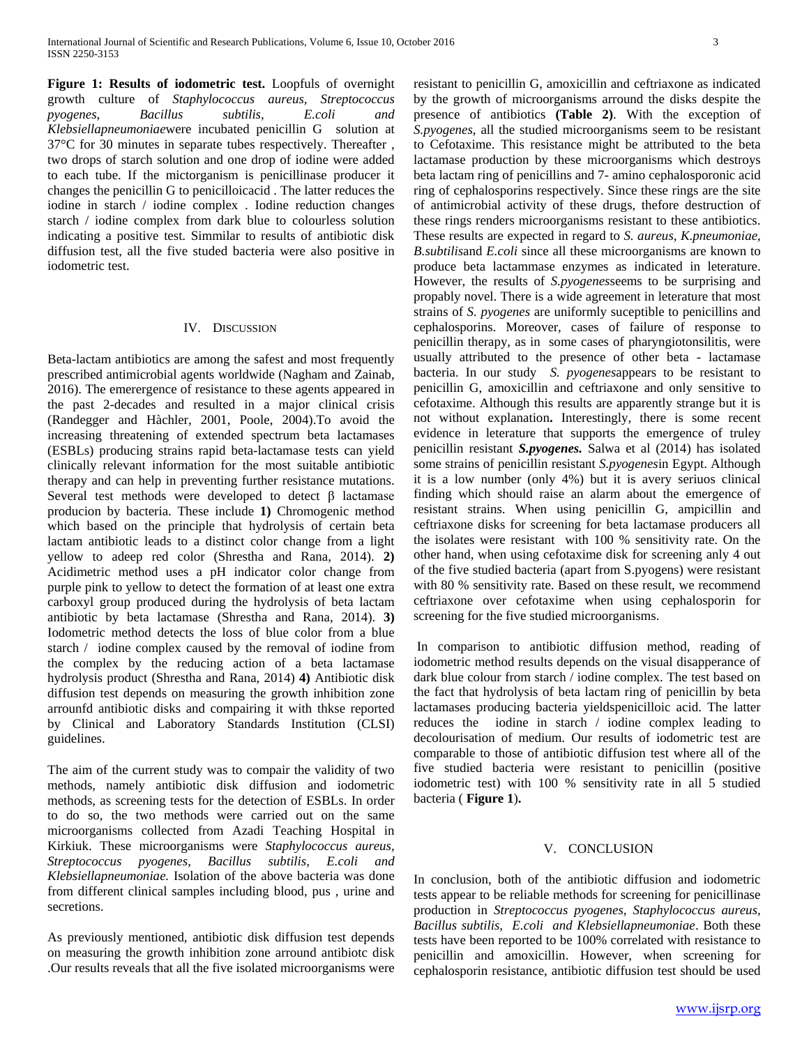**Figure 1: Results of iodometric test.** Loopfuls of overnight growth culture of *Staphylococcus aureus, Streptococcus pyogenes, Bacillus subtilis, E.coli and Klebsiellapneumoniae*were incubated penicillin G solution at 37°C for 30 minutes in separate tubes respectively. Thereafter , two drops of starch solution and one drop of iodine were added to each tube. If the mictorganism is penicillinase producer it changes the penicillin G to penicilloicacid . The latter reduces the iodine in starch / iodine complex . Iodine reduction changes starch / iodine complex from dark blue to colourless solution indicating a positive test. Simmilar to results of antibiotic disk diffusion test, all the five studed bacteria were also positive in iodometric test.

## IV. Discussion

Beta-lactam antibiotics are among the safest and most frequently prescribed antimicrobial agents worldwide (Nagham and Zainab, 2016). The emerergence of resistance to these agents appeared in the past 2-decades and resulted in a major clinical crisis (Randegger and Hàchler, 2001, Poole, 2004).To avoid the increasing threatening of extended spectrum beta lactamases (ESBLs) producing strains rapid beta-lactamase tests can yield clinically relevant information for the most suitable antibiotic therapy and can help in preventing further resistance mutations. Several test methods were developed to detect β lactamase producion by bacteria. These include **1)** Chromogenic method which based on the principle that hydrolysis of certain beta lactam antibiotic leads to a distinct color change from a light yellow to adeep red color (Shrestha and Rana, 2014). **2)** Acidimetric method uses a pH indicator color change from purple pink to yellow to detect the formation of at least one extra carboxyl group produced during the hydrolysis of beta lactam antibiotic by beta lactamase (Shrestha and Rana, 2014). **3)** Iodometric method detects the loss of blue color from a blue starch / iodine complex caused by the removal of iodine from the complex by the reducing action of a beta lactamase hydrolysis product (Shrestha and Rana, 2014) **4)** Antibiotic disk diffusion test depends on measuring the growth inhibition zone arrounfd antibiotic disks and compairing it with thkse reported by Clinical and Laboratory Standards Institution (CLSI) guidelines.

The aim of the current study was to compair the validity of two methods, namely antibiotic disk diffusion and iodometric methods, as screening tests for the detection of ESBLs. In order to do so, the two methods were carried out on the same microorganisms collected from Azadi Teaching Hospital in Kirkiuk. These microorganisms were *Staphylococcus aureus, Streptococcus pyogenes, Bacillus subtilis, E.coli and Klebsiellapneumoniae.* Isolation of the above bacteria was done from different clinical samples including blood, pus , urine and secretions.

As previously mentioned, antibiotic disk diffusion test depends on measuring the growth inhibition zone arround antibiotc disk .Our results reveals that all the five isolated microorganisms were resistant to penicillin G, amoxicillin and ceftriaxone as indicated by the growth of microorganisms arround the disks despite the presence of antibiotics **(Table 2)**. With the exception of *S.pyogenes*, all the studied microorganisms seem to be resistant to Cefotaxime. This resistance might be attributed to the beta lactamase production by these microorganisms which destroys beta lactam ring of penicillins and 7- amino cephalosporonic acid ring of cephalosporins respectively. Since these rings are the site of antimicrobial activity of these drugs, thefore destruction of these rings renders microorganisms resistant to these antibiotics. These results are expected in regard to *S. aureus, K.pneumoniae, B.subtilis*and *E.coli* since all these microorganisms are known to produce beta lactammase enzymes as indicated in leterature. However, the results of *S.pyogenes*seems to be surprising and propably novel. There is a wide agreement in leterature that most strains of *S. pyogenes* are uniformly suceptible to penicillins and cephalosporins. Moreover, cases of failure of response to penicillin therapy, as in some cases of pharyngiotonsilitis, were usually attributed to the presence of other beta - lactamase bacteria. In our study *S. pyogenes*appears to be resistant to penicillin G, amoxicillin and ceftriaxone and only sensitive to cefotaxime. Although this results are apparently strange but it is not without explanation**.** Interestingly, there is some recent evidence in letrature that supports the emergence of truley penicillin resistant ***S.pyogenes.*** Salwa et al (2014) has isolated some strains of penicillin resistant *S.pyogenes*in Egypt. Although it is a low number (only 4%) but it is avery seriuos clinical finding which should raise an alarm about the emergence of resistant strains. When using penicillin G, ampicillin and ceftriaxone disks for screening for beta lactamase producers all the isolates were resistant with 100 % sensitivity rate. On the other hand, when using cefotaxime disk for screening anly 4 out of the five studed bacteria (apart from S.pyogens) were resistant with 80 % sensitivity rate. Based on these result, we recommend ceftriaxone over cefotaxime when using cephalosporin for screening for the five studied microorganisms.

In comparison to antibiotic diffusion method, reading of iodometric method results depends on the visual disapperance of dark blue colour from starch / iodine complex. The test based on the fact that hydrolysis of beta lactam ring of penicillin by beta lactamases producing bacteria yieldspenicilloic acid. The latter reduces the iodine in starch / iodine complex leading to decolourisation of medium. Our results of iodometric test are comparable to those of antibiotic diffusion test where all of the five studied bacteria were resistant to penicillin (positive iodometric test) with 100 % sensitivity rate in all 5 studied bacteria ( **Figure 1**)**.**

## V. Conclusion

In conclusion, both of the antibiotic diffusion and iodometric tests appear to be reliable methods for screening for penicillinase production in *Streptococcus pyogenes, Staphylococcus aureus, Bacillus subtilis, E.coli and Klebsiellapneumoniae*. Both these tests have been reported to be 100% correlated with resistance to penicillin and amoxicillin. However, when screening for cephalosporin resistance, antibiotic diffusion test should be used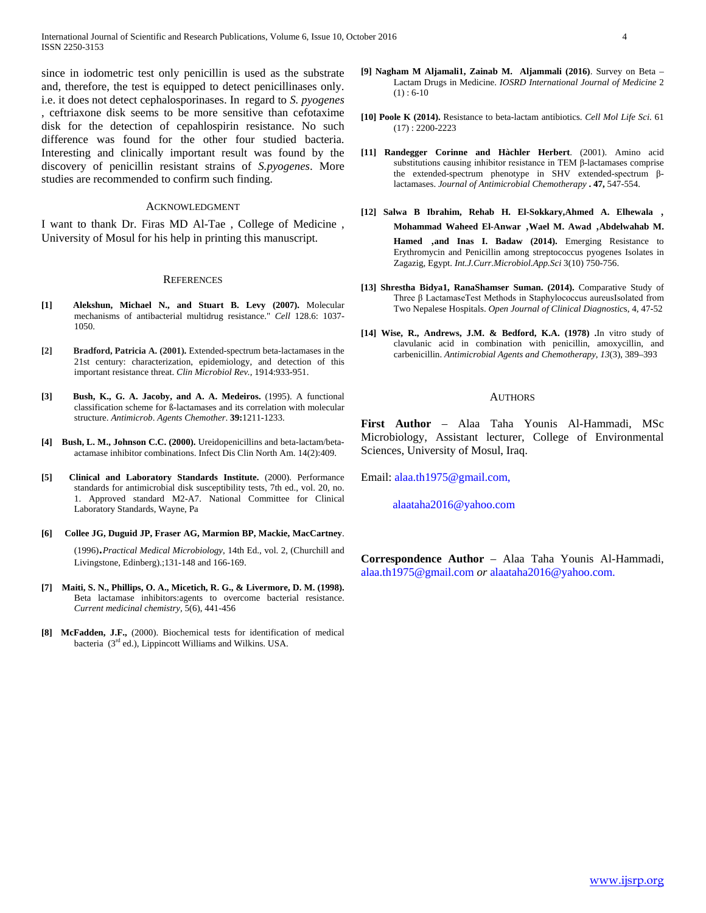since in iodometric test only penicillin is used as the substrate and, therefore, the test is equipped to detect penicillinases only. i.e. it does not detect cephalosporinases. In regard to *S. pyogenes* , ceftriaxone disk seems to be more sensitive than cefotaxime disk for the detection of cepahlospirin resistance. No such difference was found for the other four studied bacteria. Interesting and clinically important result was found by the discovery of penicillin resistant strains of *S.pyogenes*. More studies are recommended to confirm such finding.

## Acknowledgment

I want to thank Dr. Firas MD Al-Tae , College of Medicine , University of Mosul for his help in printing this manuscript.

## References

[1] **Alekshun, Michael N., and Stuart B. Levy (2007).** Molecular mechanisms of antibacterial multidrug resistance." *Cell* 128.6: 1037-1050.

[2] **Bradford, Patricia A. (2001).** Extended-spectrum beta-lactamases in the 21st century: characterization, epidemiology, and detection of this important resistance threat. *Clin Microbiol Rev.,* 1914:933-951.

[3] **Bush, K., G. A. Jacoby, and A. A. Medeiros.** (1995). A functional classification scheme for ß-lactamases and its correlation with molecular structure. *Antimicrob. Agents Chemother.* **39:**1211-1233.

[4] **Bush, L. M., Johnson C.C. (2000).** Ureidopenicillins and beta-lactam/beta-actamase inhibitor combinations. Infect Dis Clin North Am. 14(2):409.

[5] **Clinical and Laboratory Standards Institute.** (2000). Performance standards for antimicrobial disk susceptibility tests, 7th ed., vol. 20, no. 1. Approved standard M2-A7. National Committee for Clinical Laboratory Standards, Wayne, Pa

[6] **Collee JG, Duguid JP, Fraser AG, Marmion BP, Mackie, MacCartney**. (1996)**.** *Practical Medical Microbiology*, 14th Ed., vol. 2, (Churchill and Livingstone, Edinberg).;131-148 and 166-169.

[7] **Maiti, S. N., Phillips, O. A., Micetich, R. G., & Livermore, D. M. (1998).** Beta lactamase inhibitors:agents to overcome bacterial resistance. *Current medicinal chemistry*, 5(6), 441-456

[8] **McFadden, J.F.,** (2000). Biochemical tests for identification of medical bacteria (3rd ed.), Lippincott Williams and Wilkins. USA.

[9] **Nagham M Aljamali1, Zainab M. Aljammali (2016)**. Survey on Beta – Lactam Drugs in Medicine. *IOSRD International Journal of Medicine* 2 (1) : 6-10

[10] **Poole K (2014).** Resistance to beta-lactam antibiotics. *Cell Mol Life Sci.* 61 (17) : 2200-2223

[11] **Randegger Corinne and Hàchler Herbert**. (2001). Amino acid substitutions causing inhibitor resistance in TEM β-lactamases comprise the extended-spectrum phenotype in SHV extended-spectrum β-lactamases. *Journal of Antimicrobial Chemotherapy* **. 47,** 547-554.

[12] **Salwa B Ibrahim, Rehab H. El-Sokkary,Ahmed A. Elhewala , Mohammad Waheed El-Anwar ,Wael M. Awad ,Abdelwahab M. Hamed ,and Inas I. Badaw (2014).** Emerging Resistance to Erythromycin and Penicillin among streptococcus pyogenes Isolates in Zagazig, Egypt. *Int.J.Curr.Microbiol.App.Sci* 3(10) 750-756.

[13] **Shrestha Bidya1, RanaShamser Suman. (2014).** Comparative Study of Three β LactamaseTest Methods in Staphylococcus aureusIsolated from Two Nepalese Hospitals. *Open Journal of Clinical Diagnostics*, 4, 47-52

[14] **Wise, R., Andrews, J.M. & Bedford, K.A. (1978) .**In vitro study of clavulanic acid in combination with penicillin, amoxycillin, and carbenicillin. *Antimicrobial Agents and Chemotherapy, 13*(3), 389–393

## Authors

**First Author** – Alaa Taha Younis Al-Hammadi, MSc Microbiology, Assistant lecturer, College of Environmental Sciences, University of Mosul, Iraq.

Email: alaa.th1975@gmail.com,

alaataha2016@yahoo.com

**Correspondence Author** – Alaa Taha Younis Al-Hammadi, alaa.th1975@gmail.com *or* alaataha2016@yahoo.com.